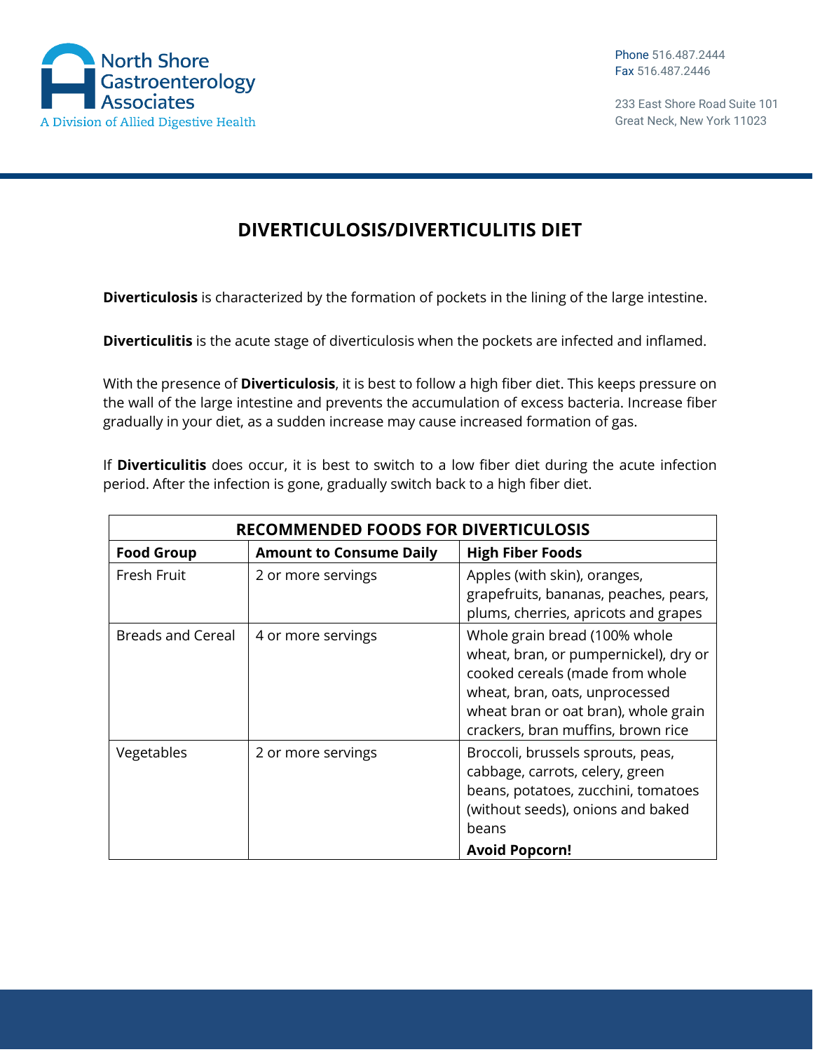North Shore Gastroenterology Associates
A Division of Allied Digestive Health

Phone 516.487.2444
Fax 516.487.2446

233 East Shore Road Suite 101
Great Neck, New York 11023

# DIVERTICULOSIS/DIVERTICULITIS DIET

**Diverticulosis** is characterized by the formation of pockets in the lining of the large intestine.

**Diverticulitis** is the acute stage of diverticulosis when the pockets are infected and inflamed.

With the presence of **Diverticulosis**, it is best to follow a high fiber diet. This keeps pressure on the wall of the large intestine and prevents the accumulation of excess bacteria. Increase fiber gradually in your diet, as a sudden increase may cause increased formation of gas.

If **Diverticulitis** does occur, it is best to switch to a low fiber diet during the acute infection period. After the infection is gone, gradually switch back to a high fiber diet.

| **RECOMMENDED FOODS FOR DIVERTICULOSIS** | | |
|---|---|---|
| **Food Group** | **Amount to Consume Daily** | **High Fiber Foods** |
| Fresh Fruit | 2 or more servings | Apples (with skin), oranges, grapefruits, bananas, peaches, pears, plums, cherries, apricots and grapes |
| Breads and Cereal | 4 or more servings | Whole grain bread (100% whole wheat, bran, or pumpernickel), dry or cooked cereals (made from whole wheat, bran, oats, unprocessed wheat bran or oat bran), whole grain crackers, bran muffins, brown rice |
| Vegetables | 2 or more servings | Broccoli, brussels sprouts, peas, cabbage, carrots, celery, green beans, potatoes, zucchini, tomatoes (without seeds), onions and baked beans **Avoid Popcorn!** |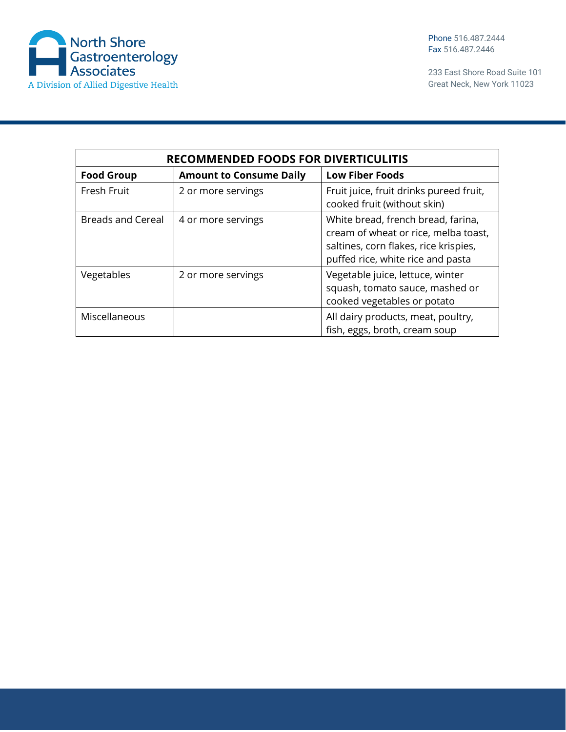North Shore Gastroenterology Associates
A Division of Allied Digestive Health

Phone 516.487.2444
Fax 516.487.2446

233 East Shore Road Suite 101
Great Neck, New York 11023

| RECOMMENDED FOODS FOR DIVERTICULITIS | | |
|---|---|---|
| **Food Group** | **Amount to Consume Daily** | **Low Fiber Foods** |
| Fresh Fruit | 2 or more servings | Fruit juice, fruit drinks pureed fruit, cooked fruit (without skin) |
| Breads and Cereal | 4 or more servings | White bread, french bread, farina, cream of wheat or rice, melba toast, saltines, corn flakes, rice krispies, puffed rice, white rice and pasta |
| Vegetables | 2 or more servings | Vegetable juice, lettuce, winter squash, tomato sauce, mashed or cooked vegetables or potato |
| Miscellaneous | | All dairy products, meat, poultry, fish, eggs, broth, cream soup |